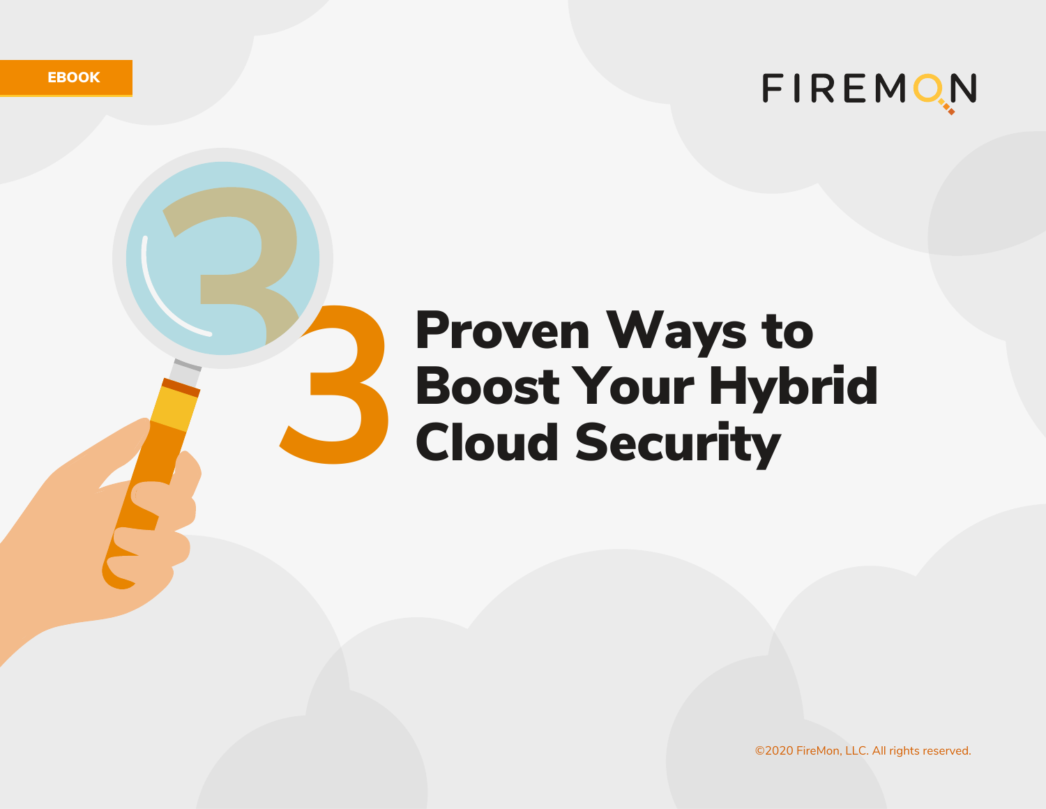EBOOK

FIREMON

# 3 Proven Ways to Boost Your Hybrid Cloud Security

©2020 FireMon, LLC. All rights reserved.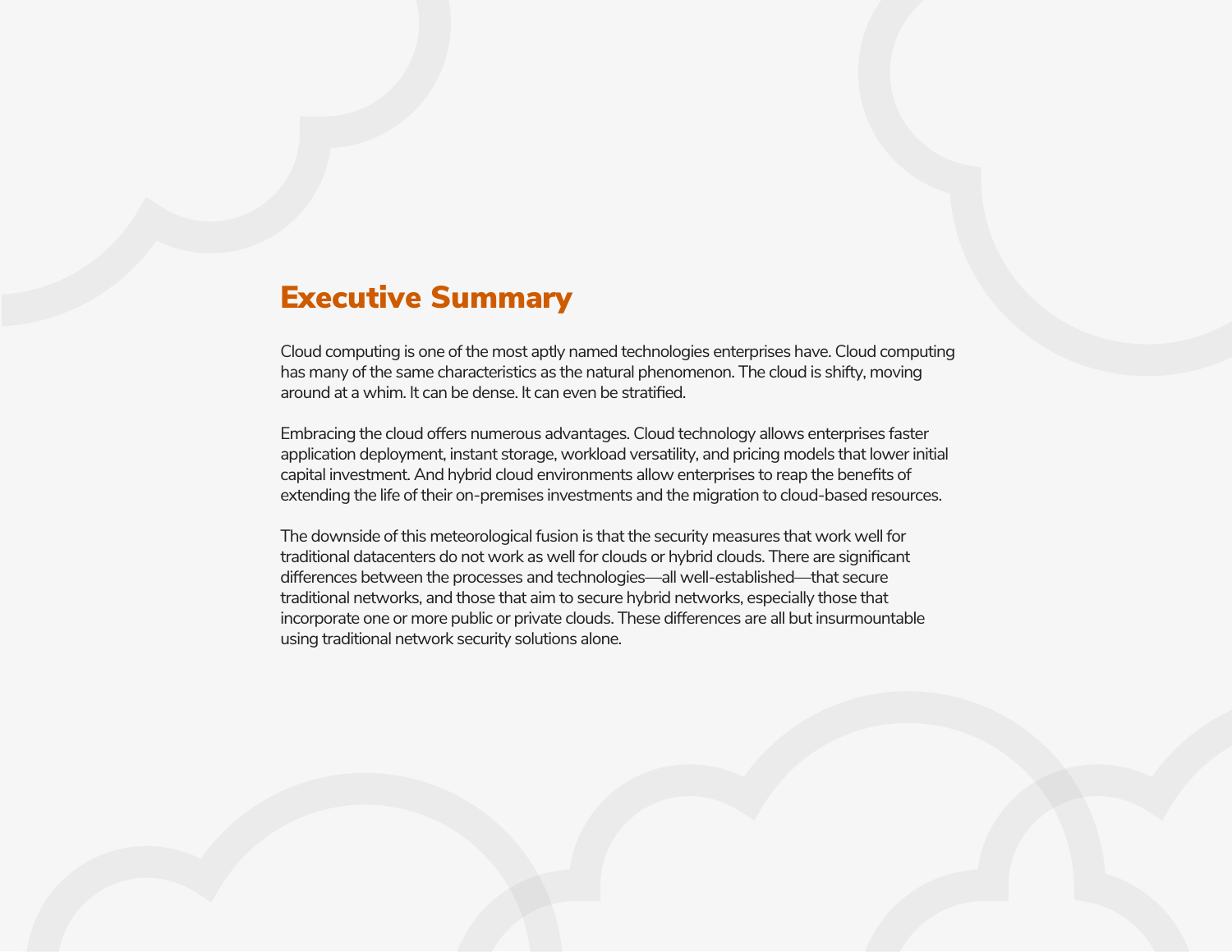# Executive Summary

Cloud computing is one of the most aptly named technologies enterprises have. Cloud computing has many of the same characteristics as the natural phenomenon. The cloud is shifty, moving around at a whim. It can be dense. It can even be stratified.

Embracing the cloud offers numerous advantages. Cloud technology allows enterprises faster application deployment, instant storage, workload versatility, and pricing models that lower initial capital investment. And hybrid cloud environments allow enterprises to reap the benefits of extending the life of their on-premises investments and the migration to cloud-based resources.

The downside of this meteorological fusion is that the security measures that work well for traditional datacenters do not work as well for clouds or hybrid clouds. There are significant differences between the processes and technologies—all well-established—that secure traditional networks, and those that aim to secure hybrid networks, especially those that incorporate one or more public or private clouds. These differences are all but insurmountable using traditional network security solutions alone.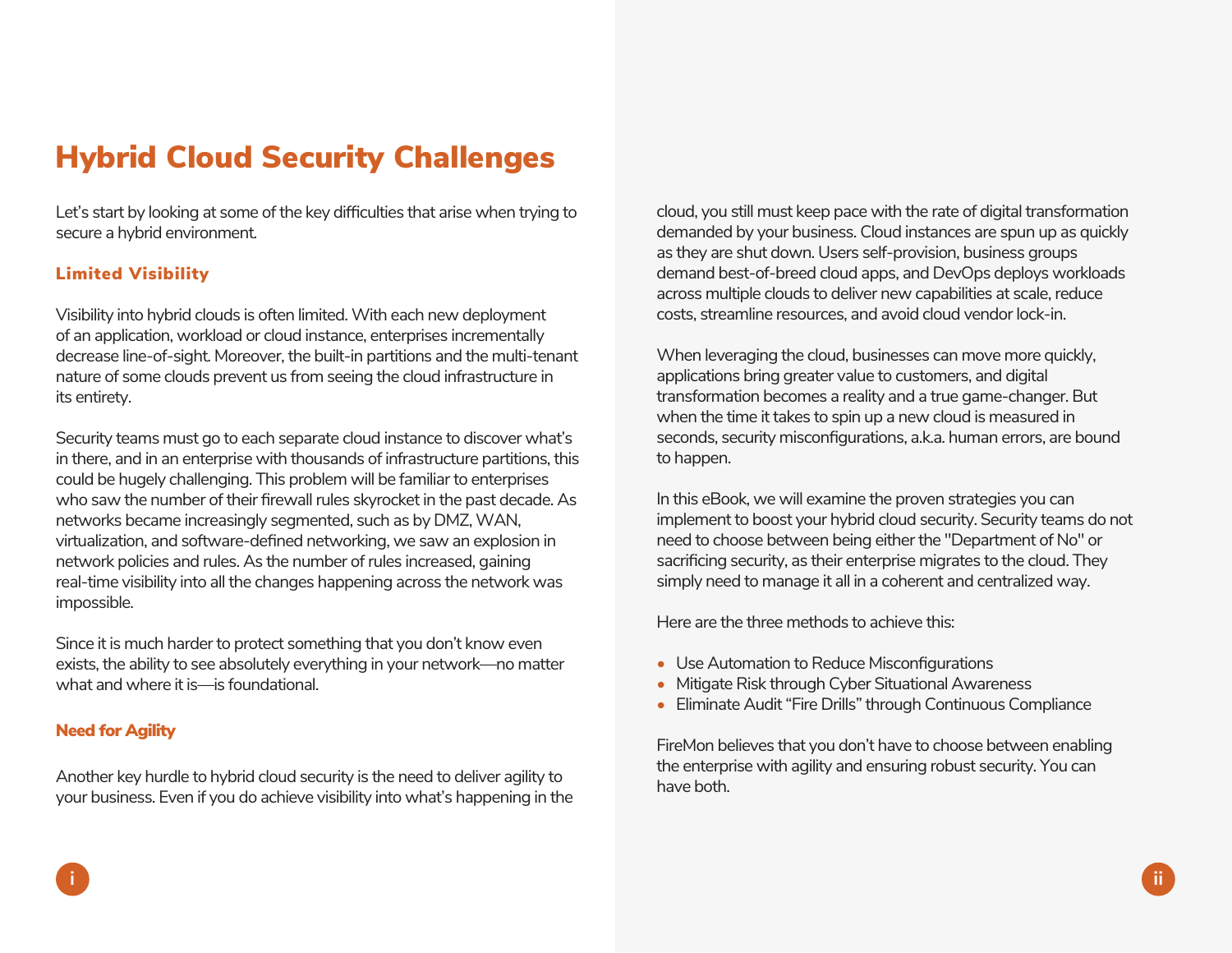# Hybrid Cloud Security Challenges

Let's start by looking at some of the key difficulties that arise when trying to secure a hybrid environment.

## Limited Visibility

Visibility into hybrid clouds is often limited. With each new deployment of an application, workload or cloud instance, enterprises incrementally decrease line-of-sight. Moreover, the built-in partitions and the multi-tenant nature of some clouds prevent us from seeing the cloud infrastructure in its entirety.

Security teams must go to each separate cloud instance to discover what's in there, and in an enterprise with thousands of infrastructure partitions, this could be hugely challenging. This problem will be familiar to enterprises who saw the number of their firewall rules skyrocket in the past decade. As networks became increasingly segmented, such as by DMZ, WAN, virtualization, and software-defined networking, we saw an explosion in network policies and rules. As the number of rules increased, gaining real-time visibility into all the changes happening across the network was impossible.

Since it is much harder to protect something that you don't know even exists, the ability to see absolutely everything in your network—no matter what and where it is—is foundational.

## Need for Agility

Another key hurdle to hybrid cloud security is the need to deliver agility to your business. Even if you do achieve visibility into what's happening in the cloud, you still must keep pace with the rate of digital transformation demanded by your business. Cloud instances are spun up as quickly as they are shut down. Users self-provision, business groups demand best-of-breed cloud apps, and DevOps deploys workloads across multiple clouds to deliver new capabilities at scale, reduce costs, streamline resources, and avoid cloud vendor lock-in.

When leveraging the cloud, businesses can move more quickly, applications bring greater value to customers, and digital transformation becomes a reality and a true game-changer. But when the time it takes to spin up a new cloud is measured in seconds, security misconfigurations, a.k.a. human errors, are bound to happen.

In this eBook, we will examine the proven strategies you can implement to boost your hybrid cloud security. Security teams do not need to choose between being either the "Department of No" or sacrificing security, as their enterprise migrates to the cloud. They simply need to manage it all in a coherent and centralized way.

Here are the three methods to achieve this:

- Use Automation to Reduce Misconfigurations
- Mitigate Risk through Cyber Situational Awareness
- Eliminate Audit "Fire Drills" through Continuous Compliance

FireMon believes that you don't have to choose between enabling the enterprise with agility and ensuring robust security. You can have both.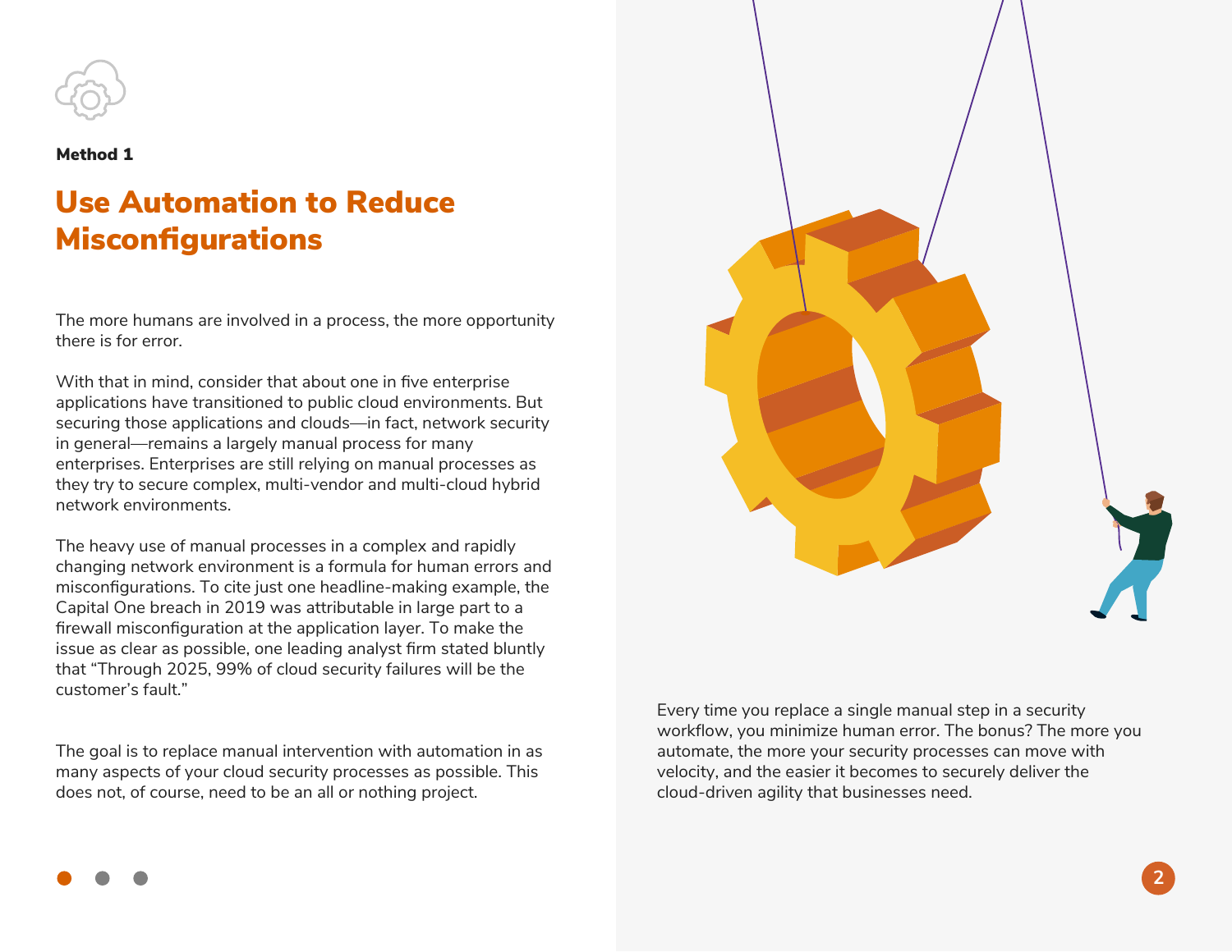**Method 1**

# Use Automation to Reduce Misconfigurations

The more humans are involved in a process, the more opportunity there is for error.

With that in mind, consider that about one in five enterprise applications have transitioned to public cloud environments. But securing those applications and clouds—in fact, network security in general—remains a largely manual process for many enterprises. Enterprises are still relying on manual processes as they try to secure complex, multi-vendor and multi-cloud hybrid network environments.

The heavy use of manual processes in a complex and rapidly changing network environment is a formula for human errors and misconfigurations. To cite just one headline-making example, the Capital One breach in 2019 was attributable in large part to a firewall misconfiguration at the application layer. To make the issue as clear as possible, one leading analyst firm stated bluntly that "Through 2025, 99% of cloud security failures will be the customer's fault."

The goal is to replace manual intervention with automation in as many aspects of your cloud security processes as possible. This does not, of course, need to be an all or nothing project.

Every time you replace a single manual step in a security workflow, you minimize human error. The bonus? The more you automate, the more your security processes can move with velocity, and the easier it becomes to securely deliver the cloud-driven agility that businesses need.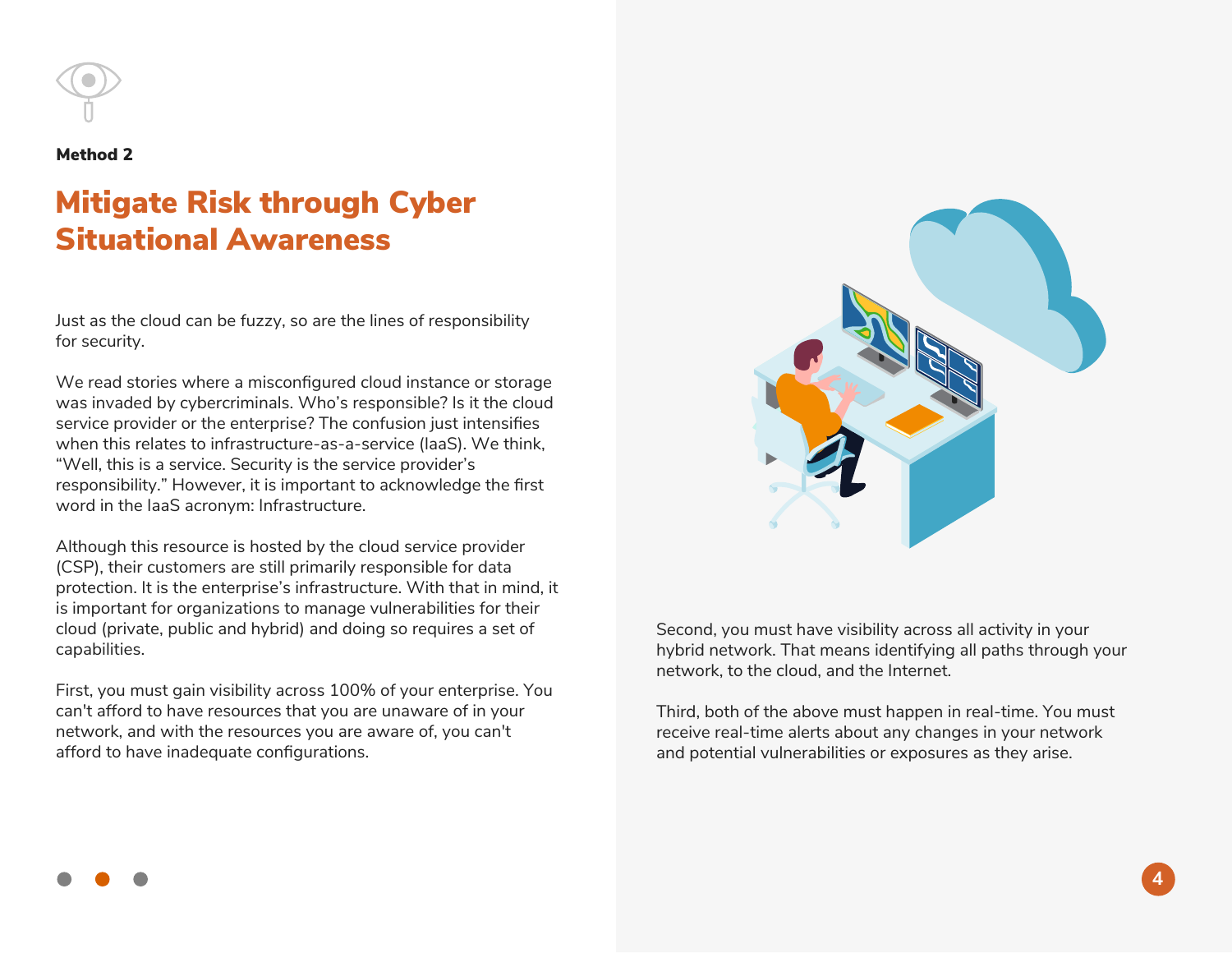**Method 2**

# Mitigate Risk through Cyber Situational Awareness

Just as the cloud can be fuzzy, so are the lines of responsibility for security.

We read stories where a misconfigured cloud instance or storage was invaded by cybercriminals. Who's responsible? Is it the cloud service provider or the enterprise? The confusion just intensifies when this relates to infrastructure-as-a-service (IaaS). We think, "Well, this is a service. Security is the service provider's responsibility." However, it is important to acknowledge the first word in the IaaS acronym: Infrastructure.

Although this resource is hosted by the cloud service provider (CSP), their customers are still primarily responsible for data protection. It is the enterprise's infrastructure. With that in mind, it is important for organizations to manage vulnerabilities for their cloud (private, public and hybrid) and doing so requires a set of capabilities.

First, you must gain visibility across 100% of your enterprise. You can't afford to have resources that you are unaware of in your network, and with the resources you are aware of, you can't afford to have inadequate configurations.

Second, you must have visibility across all activity in your hybrid network. That means identifying all paths through your network, to the cloud, and the Internet.

Third, both of the above must happen in real-time. You must receive real-time alerts about any changes in your network and potential vulnerabilities or exposures as they arise.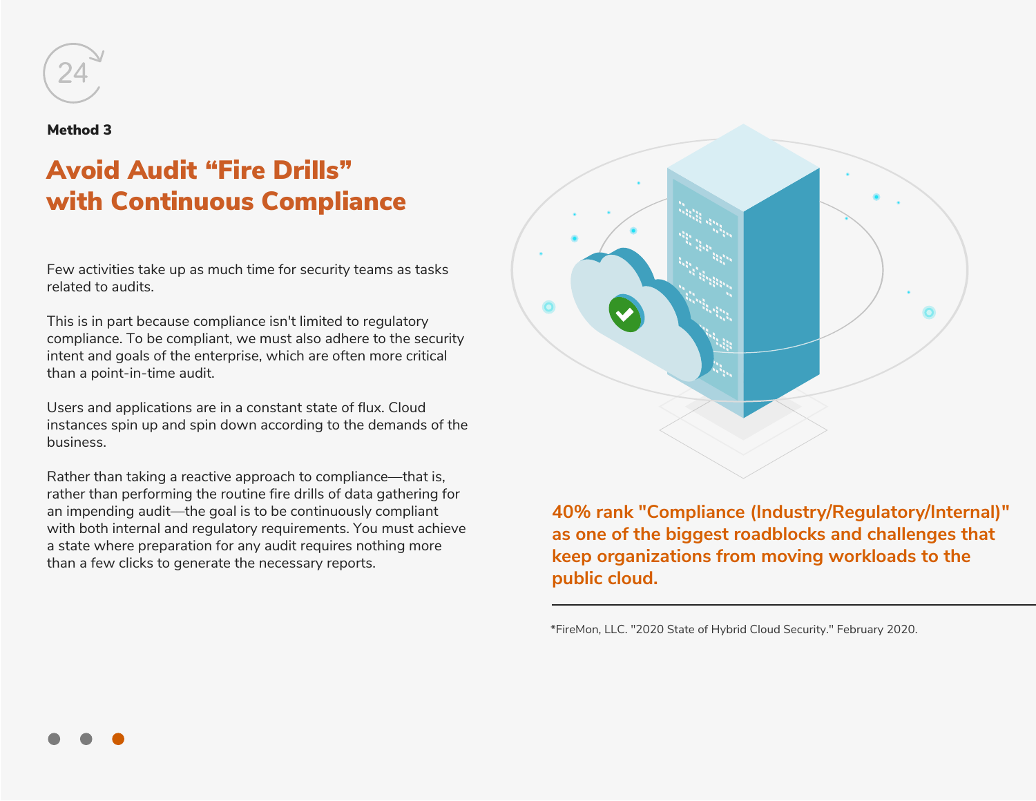**Method 3**

# Avoid Audit "Fire Drills" with Continuous Compliance

Few activities take up as much time for security teams as tasks related to audits.

This is in part because compliance isn't limited to regulatory compliance. To be compliant, we must also adhere to the security intent and goals of the enterprise, which are often more critical than a point-in-time audit.

Users and applications are in a constant state of flux. Cloud instances spin up and spin down according to the demands of the business.

Rather than taking a reactive approach to compliance—that is, rather than performing the routine fire drills of data gathering for an impending audit—the goal is to be continuously compliant with both internal and regulatory requirements. You must achieve a state where preparation for any audit requires nothing more than a few clicks to generate the necessary reports.

**40% rank "Compliance (Industry/Regulatory/Internal)" as one of the biggest roadblocks and challenges that keep organizations from moving workloads to the public cloud.**

*FireMon, LLC. "2020 State of Hybrid Cloud Security." February 2020.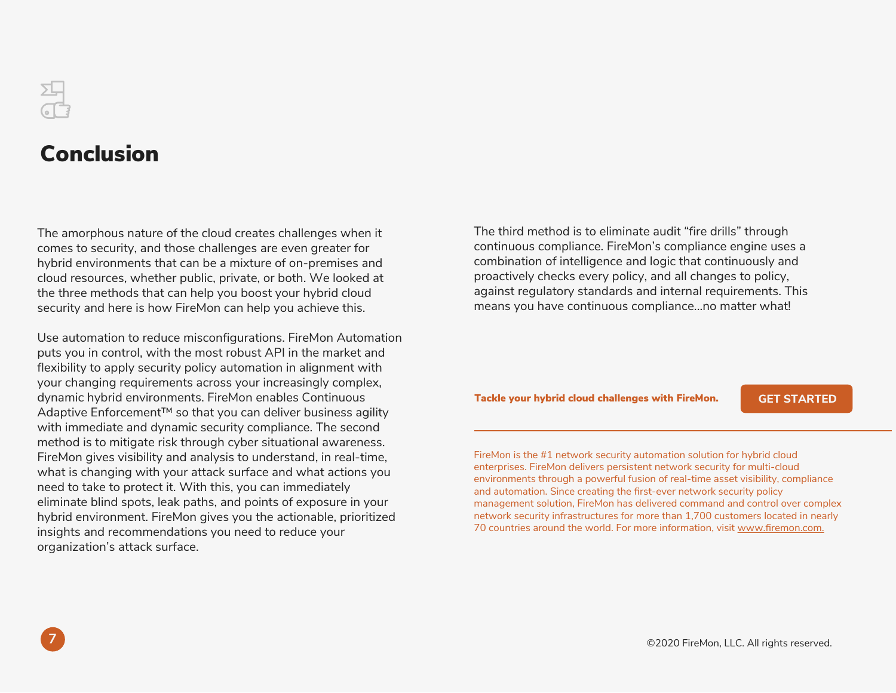# Conclusion

The amorphous nature of the cloud creates challenges when it comes to security, and those challenges are even greater for hybrid environments that can be a mixture of on-premises and cloud resources, whether public, private, or both. We looked at the three methods that can help you boost your hybrid cloud security and here is how FireMon can help you achieve this.

Use automation to reduce misconfigurations. FireMon Automation puts you in control, with the most robust API in the market and flexibility to apply security policy automation in alignment with your changing requirements across your increasingly complex, dynamic hybrid environments. FireMon enables Continuous Adaptive Enforcement™ so that you can deliver business agility with immediate and dynamic security compliance. The second method is to mitigate risk through cyber situational awareness. FireMon gives visibility and analysis to understand, in real-time, what is changing with your attack surface and what actions you need to take to protect it. With this, you can immediately eliminate blind spots, leak paths, and points of exposure in your hybrid environment. FireMon gives you the actionable, prioritized insights and recommendations you need to reduce your organization's attack surface.

The third method is to eliminate audit "fire drills" through continuous compliance. FireMon's compliance engine uses a combination of intelligence and logic that continuously and proactively checks every policy, and all changes to policy, against regulatory standards and internal requirements. This means you have continuous compliance…no matter what!

**Tackle your hybrid cloud challenges with FireMon.**

GET STARTED

---

FireMon is the #1 network security automation solution for hybrid cloud enterprises. FireMon delivers persistent network security for multi-cloud environments through a powerful fusion of real-time asset visibility, compliance and automation. Since creating the first-ever network security policy management solution, FireMon has delivered command and control over complex network security infrastructures for more than 1,700 customers located in nearly 70 countries around the world. For more information, visit www.firemon.com.

©2020 FireMon, LLC. All rights reserved.